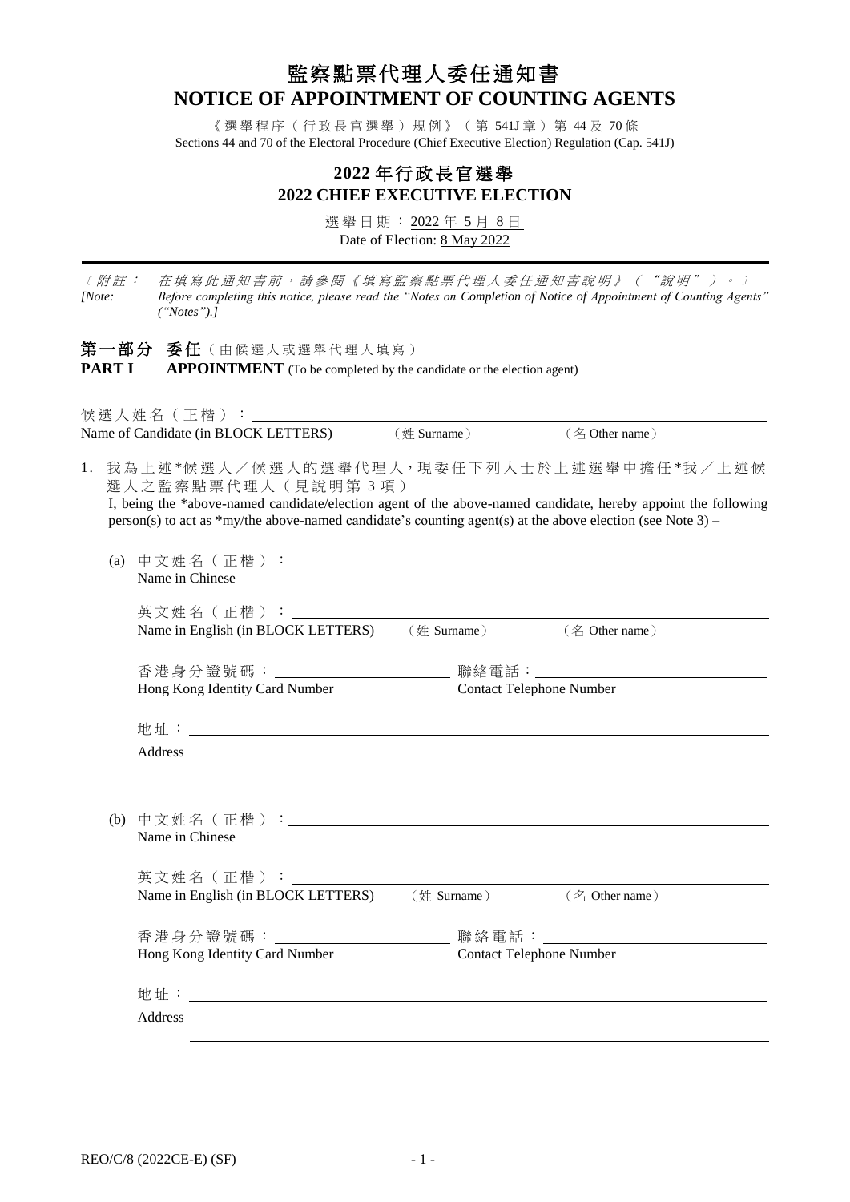# 監察點票代理人委任通知書
# NOTICE OF APPOINTMENT OF COUNTING AGENTS

《選舉程序（行政長官選舉）規例》（第 541J 章）第 44 及 70 條
Sections 44 and 70 of the Electoral Procedure (Chief Executive Election) Regulation (Cap. 541J)

## 2022 年行政長官選舉
## 2022 CHIEF EXECUTIVE ELECTION

選舉日期：2022 年 5 月 8 日
Date of Election: 8 May 2022

---

〔附註： *在填寫此通知書前，請參閱《填寫監察點票代理人委任通知書說明》（"說明"）。*〕
*[Note: Before completing this notice, please read the "Notes on Completion of Notice of Appointment of Counting Agents" ("Notes").]*

**第一部分 委任**（由候選人或選舉代理人填寫）
**PART I APPOINTMENT** (To be completed by the candidate or the election agent)

候選人姓名（正楷）：\_\_\_\_\_\_\_\_\_\_\_\_\_\_\_\_\_\_\_\_
Name of Candidate (in BLOCK LETTERS) （姓 Surname） （名 Other name）

1. 我為上述\*候選人／候選人的選舉代理人，現委任下列人士於上述選舉中擔任\*我／上述候選人之監察點票代理人（見說明第 3 項）－
   I, being the \*above-named candidate/election agent of the above-named candidate, hereby appoint the following person(s) to act as \*my/the above-named candidate's counting agent(s) at the above election (see Note 3) –

   (a) 中文姓名（正楷）：\_\_\_\_\_\_\_\_\_\_\_\_\_\_\_\_\_\_\_\_
   Name in Chinese

   英文姓名（正楷）：\_\_\_\_\_\_\_\_\_\_\_\_\_\_\_\_\_\_\_\_
   Name in English (in BLOCK LETTERS) （姓 Surname） （名 Other name）

   香港身分證號碼：\_\_\_\_\_\_\_\_\_\_\_\_ 聯絡電話：\_\_\_\_\_\_\_\_\_\_\_\_
   Hong Kong Identity Card Number Contact Telephone Number

   地址：\_\_\_\_\_\_\_\_\_\_\_\_\_\_\_\_\_\_\_\_
   Address
   \_\_\_\_\_\_\_\_\_\_\_\_\_\_\_\_\_\_\_\_

   (b) 中文姓名（正楷）：\_\_\_\_\_\_\_\_\_\_\_\_\_\_\_\_\_\_\_\_
   Name in Chinese

   英文姓名（正楷）：\_\_\_\_\_\_\_\_\_\_\_\_\_\_\_\_\_\_\_\_
   Name in English (in BLOCK LETTERS) （姓 Surname） （名 Other name）

   香港身分證號碼：\_\_\_\_\_\_\_\_\_\_\_\_ 聯絡電話：\_\_\_\_\_\_\_\_\_\_\_\_
   Hong Kong Identity Card Number Contact Telephone Number

   地址：\_\_\_\_\_\_\_\_\_\_\_\_\_\_\_\_\_\_\_\_
   Address
   \_\_\_\_\_\_\_\_\_\_\_\_\_\_\_\_\_\_\_\_

REO/C/8 (2022CE-E) (SF)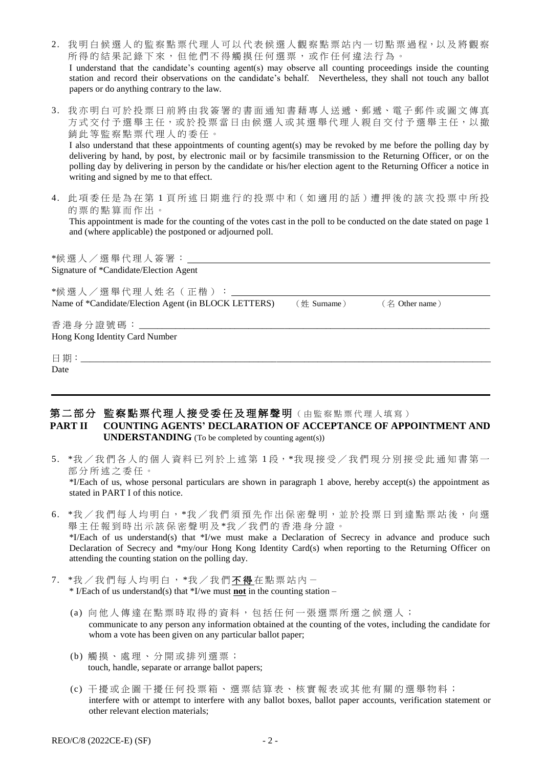2. 我明白候選人的監察點票代理人可以代表候選人觀察點票站內一切點票過程，以及將觀察所得的結果記錄下來，但他們不得觸摸任何選票，或作任何違法行為。
   I understand that the candidate's counting agent(s) may observe all counting proceedings inside the counting station and record their observations on the candidate's behalf. Nevertheless, they shall not touch any ballot papers or do anything contrary to the law.

3. 我亦明白可於投票日前將由我簽署的書面通知書藉專人送遞、郵遞、電子郵件或圖文傳真方式交付予選舉主任，或於投票當日由候選人或其選舉代理人親自交付予選舉主任，以撤銷此等監察點票代理人的委任。
   I also understand that these appointments of counting agent(s) may be revoked by me before the polling day by delivering by hand, by post, by electronic mail or by facsimile transmission to the Returning Officer, or on the polling day by delivering in person by the candidate or his/her election agent to the Returning Officer a notice in writing and signed by me to that effect.

4. 此項委任是為在第 1 頁所述日期進行的投票中和（如適用的話）遭押後的該次投票中所投的票的點算而作出。
   This appointment is made for the counting of the votes cast in the poll to be conducted on the date stated on page 1 and (where applicable) the postponed or adjourned poll.

*候選人／選舉代理人簽署：\_\_\_\_\_\_\_\_\_\_\_\_\_\_\_\_\_\_\_\_\_\_\_\_\_\_\_\_
Signature of *Candidate/Election Agent

*候選人／選舉代理人姓名（正楷）：\_\_\_\_\_\_\_\_\_\_\_\_\_\_\_\_\_\_\_\_\_\_\_\_\_\_\_\_
Name of *Candidate/Election Agent (in BLOCK LETTERS)　（姓 Surname）　（名 Other name）

香港身分證號碼：\_\_\_\_\_\_\_\_\_\_\_\_\_\_\_\_\_\_\_\_\_\_\_\_\_\_\_\_
Hong Kong Identity Card Number

日期：\_\_\_\_\_\_\_\_\_\_\_\_\_\_\_\_\_\_\_\_\_\_\_\_\_\_\_\_
Date

---

## 第二部分 監察點票代理人接受委任及理解聲明（由監察點票代理人填寫）
## PART II COUNTING AGENTS' DECLARATION OF ACCEPTANCE OF APPOINTMENT AND UNDERSTANDING (To be completed by counting agent(s))

5. *我／我們各人的個人資料已列於上述第 1 段，*我現接受／我們現分別接受此通知書第一部分所述之委任。
   *I/Each of us, whose personal particulars are shown in paragraph 1 above, hereby accept(s) the appointment as stated in PART I of this notice.

6. *我／我們每人均明白，*我／我們須預先作出保密聲明，並於投票日到達點票站後，向選舉主任報到時出示該保密聲明及*我／我們的香港身分證。
   *I/Each of us understand(s) that *I/we must make a Declaration of Secrecy in advance and produce such Declaration of Secrecy and *my/our Hong Kong Identity Card(s) when reporting to the Returning Officer on attending the counting station on the polling day.

7. *我／我們每人均明白，*我／我們<u>**不得**</u>在點票站內－
   * I/Each of us understand(s) that *I/we must **<u>not</u>** in the counting station –

   (a) 向他人傳達在點票時取得的資料，包括任何一張選票所選之候選人；
       communicate to any person any information obtained at the counting of the votes, including the candidate for whom a vote has been given on any particular ballot paper;

   (b) 觸摸、處理、分開或排列選票；
       touch, handle, separate or arrange ballot papers;

   (c) 干擾或企圖干擾任何投票箱、選票結算表、核實報表或其他有關的選舉物料；
       interfere with or attempt to interfere with any ballot boxes, ballot paper accounts, verification statement or other relevant election materials;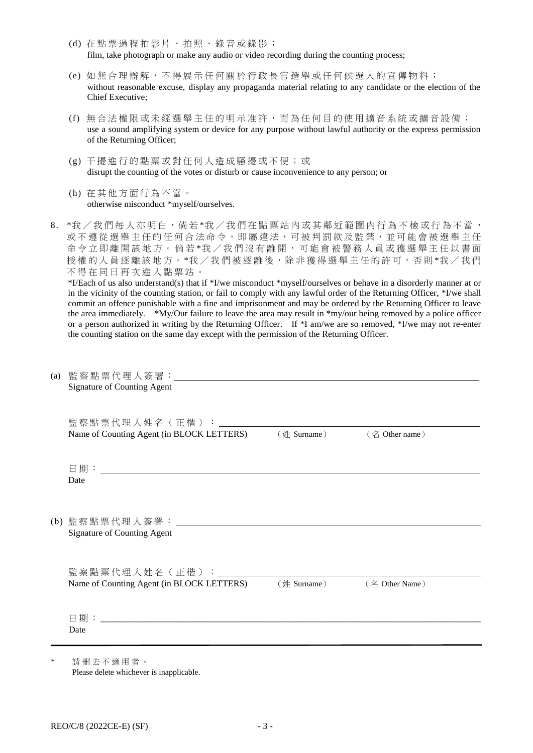(d) 在點票過程拍影片、拍照、錄音或錄影；
film, take photograph or make any audio or video recording during the counting process;

(e) 如無合理辯解，不得展示任何關於行政長官選舉或任何候選人的宣傳物料；
without reasonable excuse, display any propaganda material relating to any candidate or the election of the Chief Executive;

(f) 無合法權限或未經選舉主任的明示准許，而為任何目的使用擴音系統或擴音設備；
use a sound amplifying system or device for any purpose without lawful authority or the express permission of the Returning Officer;

(g) 干擾進行的點票或對任何人造成騷擾或不便；或
disrupt the counting of the votes or disturb or cause inconvenience to any person; or

(h) 在其他方面行為不當。
otherwise misconduct *myself/ourselves.

8. *我／我們每人亦明白，倘若*我／我們在點票站內或其鄰近範圍內行為不檢或行為不當，或不遵從選舉主任的任何合法命令，即屬違法，可被判罰款及監禁，並可能會被選舉主任命令立即離開該地方。倘若*我／我們沒有離開，可能會被警務人員或獲選舉主任以書面授權的人員逐離該地方。*我／我們被逐離後，除非獲得選舉主任的許可，否則*我／我們不得在同日再次進入點票站。
*I/Each of us also understand(s) that if *I/we misconduct *myself/ourselves or behave in a disorderly manner at or in the vicinity of the counting station, or fail to comply with any lawful order of the Returning Officer, *I/we shall commit an offence punishable with a fine and imprisonment and may be ordered by the Returning Officer to leave the area immediately. *My/Our failure to leave the area may result in *my/our being removed by a police officer or a person authorized in writing by the Returning Officer. If *I am/we are so removed, *I/we may not re-enter the counting station on the same day except with the permission of the Returning Officer.

(a) 監察點票代理人簽署：\_\_\_\_\_\_\_\_\_\_\_\_\_\_\_\_\_\_\_\_
Signature of Counting Agent

監察點票代理人姓名（正楷）：\_\_\_\_\_\_\_\_\_\_\_\_\_\_\_\_\_\_\_\_
Name of Counting Agent (in BLOCK LETTERS) （姓 Surname） （名 Other name）

日期：\_\_\_\_\_\_\_\_\_\_\_\_\_\_\_\_\_\_\_\_
Date

(b) 監察點票代理人簽署：\_\_\_\_\_\_\_\_\_\_\_\_\_\_\_\_\_\_\_\_
Signature of Counting Agent

監察點票代理人姓名（正楷）：\_\_\_\_\_\_\_\_\_\_\_\_\_\_\_\_\_\_\_\_
Name of Counting Agent (in BLOCK LETTERS) （姓 Surname） （名 Other Name）

日期：\_\_\_\_\_\_\_\_\_\_\_\_\_\_\_\_\_\_\_\_
Date

\* 請刪去不適用者。
Please delete whichever is inapplicable.

REO/C/8 (2022CE-E) (SF)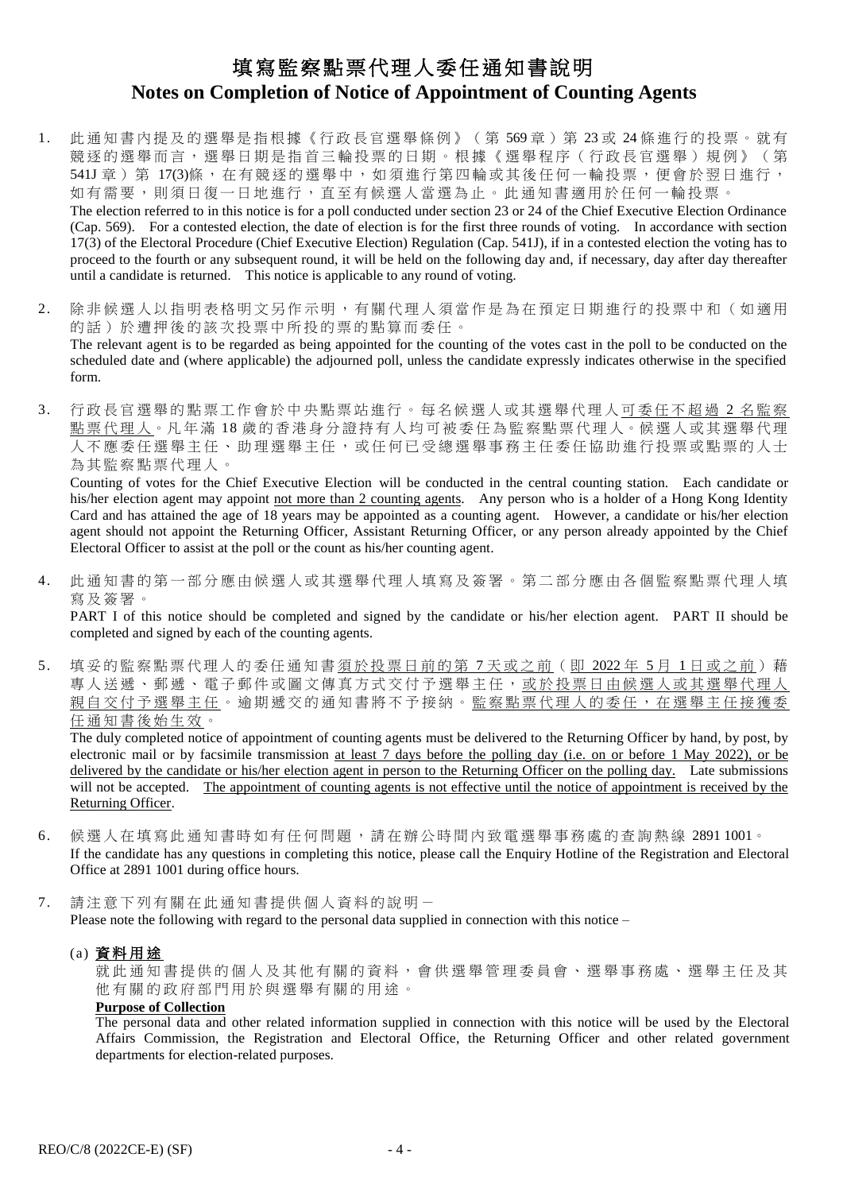# 填寫監察點票代理人委任通知書說明
# Notes on Completion of Notice of Appointment of Counting Agents

1. 此通知書內提及的選舉是指根據《行政長官選舉條例》（第569章）第23或24條進行的投票。就有競逐的選舉而言，選舉日期是指首三輪投票的日期。根據《選舉程序（行政長官選舉）規例》（第541J章）第17(3)條，在有競逐的選舉中，如須進行第四輪或其後任何一輪投票，便會於翌日進行，如有需要，則須日復一日地進行，直至有候選人當選為止。此通知書適用於任何一輪投票。
   The election referred to in this notice is for a poll conducted under section 23 or 24 of the Chief Executive Election Ordinance (Cap. 569). For a contested election, the date of election is for the first three rounds of voting. In accordance with section 17(3) of the Electoral Procedure (Chief Executive Election) Regulation (Cap. 541J), if in a contested election the voting has to proceed to the fourth or any subsequent round, it will be held on the following day and, if necessary, day after day thereafter until a candidate is returned. This notice is applicable to any round of voting.

2. 除非候選人以指明表格明文另作示明，有關代理人須當作是為在預定日期進行的投票中和（如適用的話）於遭押後的該次投票中所投的票的點算而委任。
   The relevant agent is to be regarded as being appointed for the counting of the votes cast in the poll to be conducted on the scheduled date and (where applicable) the adjourned poll, unless the candidate expressly indicates otherwise in the specified form.

3. 行政長官選舉的點票工作會於中央點票站進行。每名候選人或其選舉代理人可委任不超過2名監察點票代理人。凡年滿18歲的香港身分證持有人均可被委任為監察點票代理人。候選人或其選舉代理人不應委任選舉主任、助理選舉主任，或任何已受總選舉事務主任委任協助進行投票或點票的人士為其監察點票代理人。
   Counting of votes for the Chief Executive Election will be conducted in the central counting station. Each candidate or his/her election agent may appoint not more than 2 counting agents. Any person who is a holder of a Hong Kong Identity Card and has attained the age of 18 years may be appointed as a counting agent. However, a candidate or his/her election agent should not appoint the Returning Officer, Assistant Returning Officer, or any person already appointed by the Chief Electoral Officer to assist at the poll or the count as his/her counting agent.

4. 此通知書的第一部分應由候選人或其選舉代理人填寫及簽署。第二部分應由各個監察點票代理人填寫及簽署。
   PART I of this notice should be completed and signed by the candidate or his/her election agent. PART II should be completed and signed by each of the counting agents.

5. 填妥的監察點票代理人的委任通知書須於投票日前的第7天或之前（即2022年5月1日或之前）藉專人送遞、郵遞、電子郵件或圖文傳真方式交付予選舉主任，或於投票日由候選人或其選舉代理人親自交付予選舉主任。逾期遞交的通知書將不予接納。監察點票代理人的委任，在選舉主任接獲委任通知書後始生效。
   The duly completed notice of appointment of counting agents must be delivered to the Returning Officer by hand, by post, by electronic mail or by facsimile transmission at least 7 days before the polling day (i.e. on or before 1 May 2022), or be delivered by the candidate or his/her election agent in person to the Returning Officer on the polling day. Late submissions will not be accepted. The appointment of counting agents is not effective until the notice of appointment is received by the Returning Officer.

6. 候選人在填寫此通知書時如有任何問題，請在辦公時間內致電選舉事務處的查詢熱線 2891 1001。
   If the candidate has any questions in completing this notice, please call the Enquiry Hotline of the Registration and Electoral Office at 2891 1001 during office hours.

7. 請注意下列有關在此通知書提供個人資料的說明－
   Please note the following with regard to the personal data supplied in connection with this notice –

   (a) **資料用途**
   就此通知書提供的個人及其他有關的資料，會供選舉管理委員會、選舉事務處、選舉主任及其他有關的政府部門用於與選舉有關的用途。
   **Purpose of Collection**
   The personal data and other related information supplied in connection with this notice will be used by the Electoral Affairs Commission, the Registration and Electoral Office, the Returning Officer and other related government departments for election-related purposes.

REO/C/8 (2022CE-E) (SF)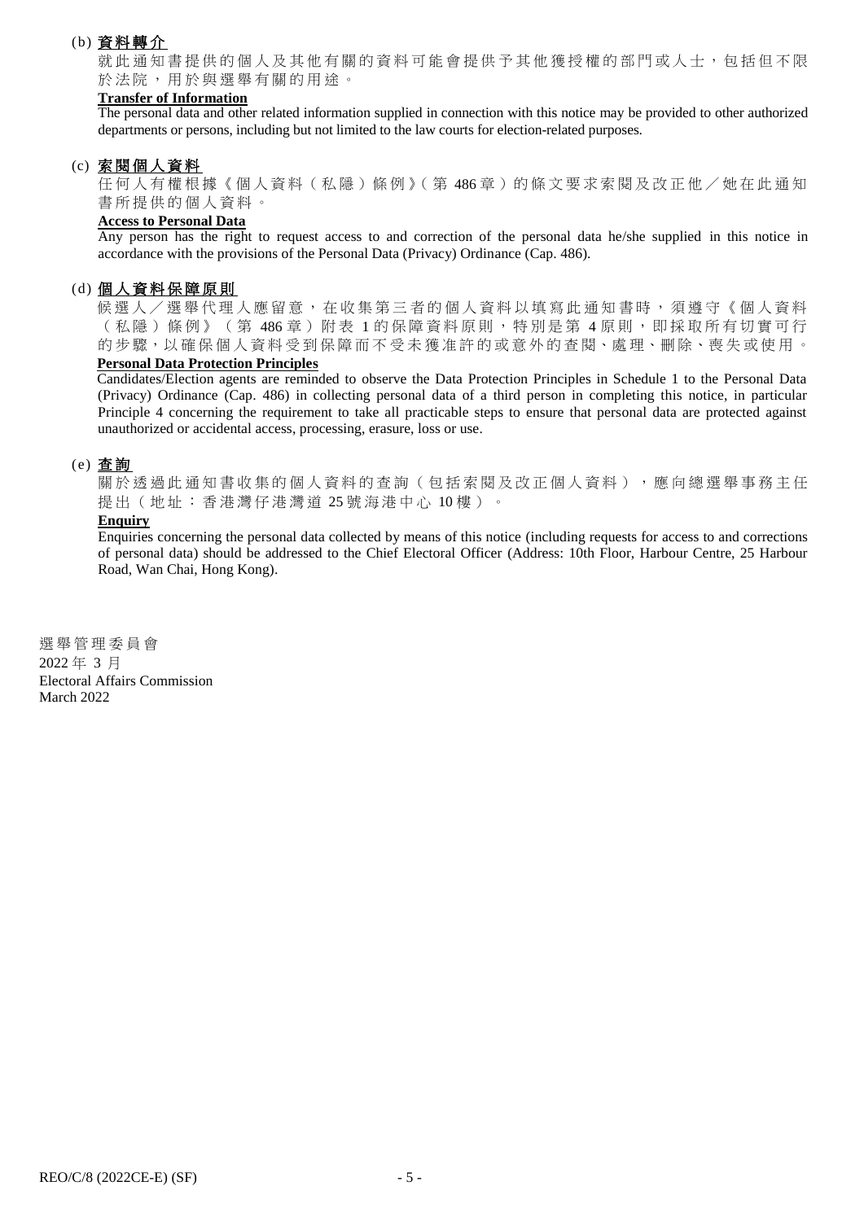(b) **<u>資料轉介</u>**

就此通知書提供的個人及其他有關的資料可能會提供予其他獲授權的部門或人士，包括但不限於法院，用於與選舉有關的用途。

**<u>Transfer of Information</u>**

The personal data and other related information supplied in connection with this notice may be provided to other authorized departments or persons, including but not limited to the law courts for election-related purposes.

(c) **<u>索閱個人資料</u>**

任何人有權根據《個人資料（私隱）條例》(第 486 章）的條文要求索閱及改正他／她在此通知書所提供的個人資料。

**<u>Access to Personal Data</u>**

Any person has the right to request access to and correction of the personal data he/she supplied in this notice in accordance with the provisions of the Personal Data (Privacy) Ordinance (Cap. 486).

(d) **<u>個人資料保障原則</u>**

候選人／選舉代理人應留意，在收集第三者的個人資料以填寫此通知書時，須遵守《個人資料（私隱）條例》（第 486 章）附表 1 的保障資料原則，特別是第 4 原則，即採取所有切實可行的步驟，以確保個人資料受到保障而不受未獲准許的或意外的查閱、處理、刪除、喪失或使用。

**<u>Personal Data Protection Principles</u>**

Candidates/Election agents are reminded to observe the Data Protection Principles in Schedule 1 to the Personal Data (Privacy) Ordinance (Cap. 486) in collecting personal data of a third person in completing this notice, in particular Principle 4 concerning the requirement to take all practicable steps to ensure that personal data are protected against unauthorized or accidental access, processing, erasure, loss or use.

(e) **<u>查詢</u>**

關於透過此通知書收集的個人資料的查詢（包括索閱及改正個人資料），應向總選舉事務主任提出（地址：香港灣仔港灣道 25 號海港中心 10 樓）。

**<u>Enquiry</u>**

Enquiries concerning the personal data collected by means of this notice (including requests for access to and corrections of personal data) should be addressed to the Chief Electoral Officer (Address: 10th Floor, Harbour Centre, 25 Harbour Road, Wan Chai, Hong Kong).

選舉管理委員會
2022 年 3 月
Electoral Affairs Commission
March 2022

REO/C/8 (2022CE-E) (SF)